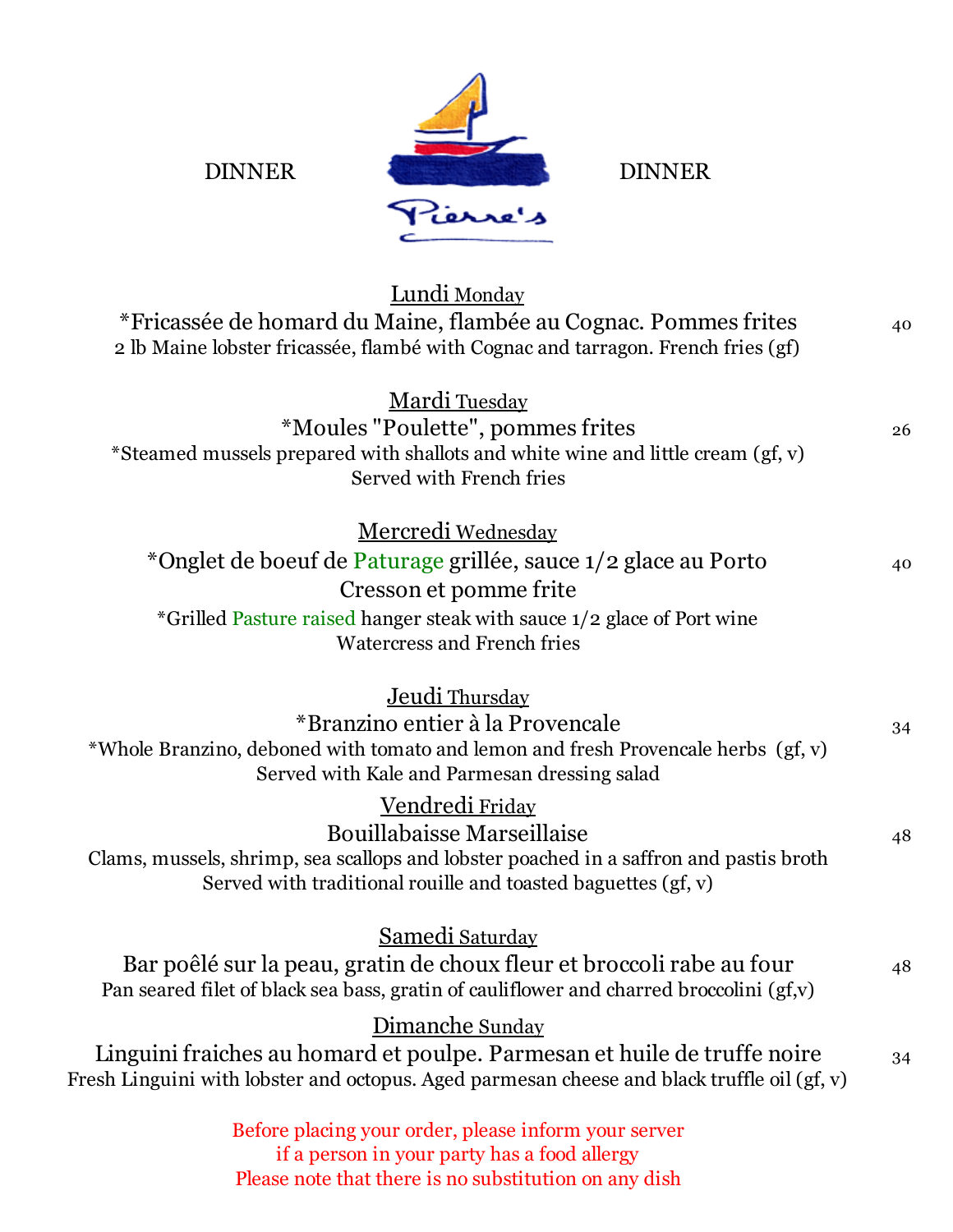DINNER **Pierre's** DINNER

## Lundi Monday

*Fricassée de homard du Maine, flambée au Cognac. Pommes frites — 40

2 lb Maine lobster fricassée, flambé with Cognac and tarragon. French fries (gf)

## Mardi Tuesday

*Moules "Poulette", pommes frites — 26

*Steamed mussels prepared with shallots and white wine and little cream (gf, v)
Served with French fries

## Mercredi Wednesday

*Onglet de boeuf de Paturage grillée, sauce 1/2 glace au Porto
Cresson et pomme frite — 40

*Grilled Pasture raised hanger steak with sauce 1/2 glace of Port wine
Watercress and French fries

## Jeudi Thursday

*Branzino entier à la Provencale — 34

*Whole Branzino, deboned with tomato and lemon and fresh Provencale herbs (gf, v)
Served with Kale and Parmesan dressing salad

## Vendredi Friday

Bouillabaisse Marseillaise — 48

Clams, mussels, shrimp, sea scallops and lobster poached in a saffron and pastis broth
Served with traditional rouille and toasted baguettes (gf, v)

## Samedi Saturday

Bar poêlé sur la peau, gratin de choux fleur et broccoli rabe au four — 48

Pan seared filet of black sea bass, gratin of cauliflower and charred broccolini (gf,v)

## Dimanche Sunday

Linguini fraiches au homard et poulpe. Parmesan et huile de truffe noire — 34

Fresh Linguini with lobster and octopus. Aged parmesan cheese and black truffle oil (gf, v)

Before placing your order, please inform your server
if a person in your party has a food allergy
Please note that there is no substitution on any dish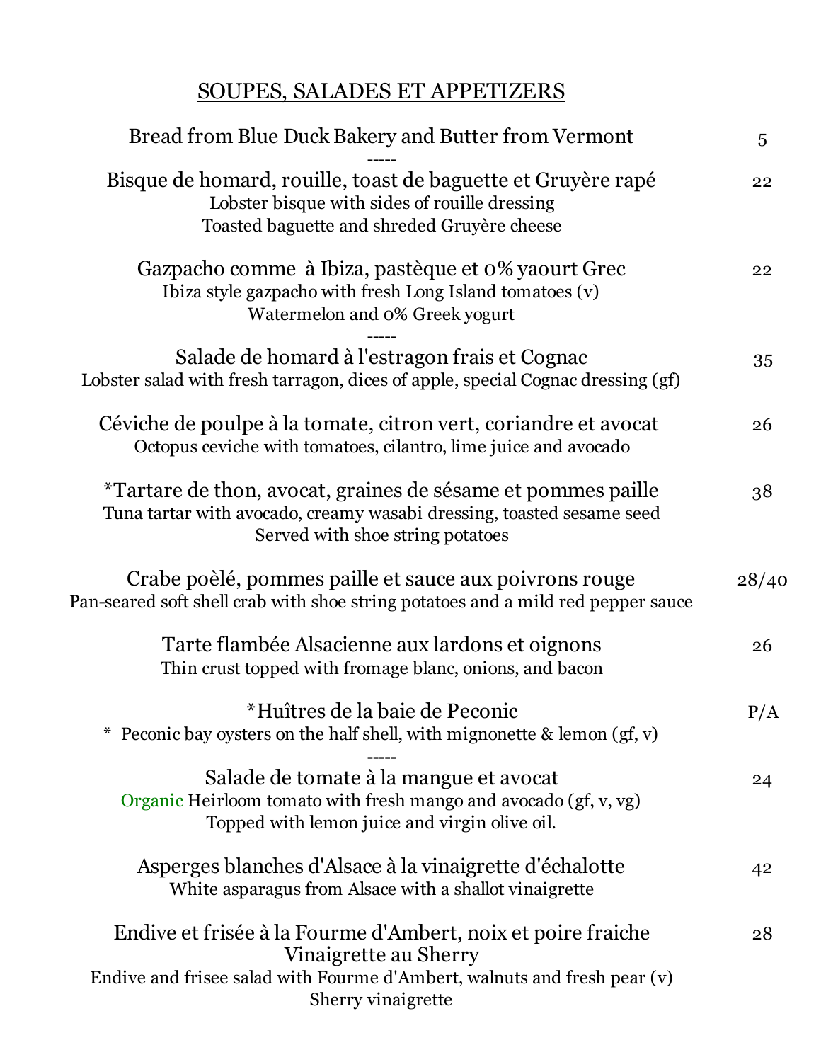## SOUPES, SALADES ET APPETIZERS

Bread from Blue Duck Bakery and Butter from Vermont 5

-----

Bisque de homard, rouille, toast de baguette et Gruyère rapé 22
Lobster bisque with sides of rouille dressing
Toasted baguette and shredded Gruyère cheese

Gazpacho comme à Ibiza, pastèque et 0% yaourt Grec 22
Ibiza style gazpacho with fresh Long Island tomatoes (v)
Watermelon and 0% Greek yogurt

-----

Salade de homard à l'estragon frais et Cognac 35
Lobster salad with fresh tarragon, dices of apple, special Cognac dressing (gf)

Céviche de poulpe à la tomate, citron vert, coriandre et avocat 26
Octopus ceviche with tomatoes, cilantro, lime juice and avocado

*Tartare de thon, avocat, graines de sésame et pommes paille 38
Tuna tartar with avocado, creamy wasabi dressing, toasted sesame seed
Served with shoe string potatoes

Crabe poèlé, pommes paille et sauce aux poivrons rouge 28/40
Pan-seared soft shell crab with shoe string potatoes and a mild red pepper sauce

Tarte flambée Alsacienne aux lardons et oignons 26
Thin crust topped with fromage blanc, onions, and bacon

*Huîtres de la baie de Peconic P/A
* Peconic bay oysters on the half shell, with mignonette & lemon (gf, v)

-----

Salade de tomate à la mangue et avocat 24
Organic Heirloom tomato with fresh mango and avocado (gf, v, vg)
Topped with lemon juice and virgin olive oil.

Asperges blanches d'Alsace à la vinaigrette d'échalotte 42
White asparagus from Alsace with a shallot vinaigrette

Endive et frisée à la Fourme d'Ambert, noix et poire fraiche 28
Vinaigrette au Sherry
Endive and frisee salad with Fourme d'Ambert, walnuts and fresh pear (v)
Sherry vinaigrette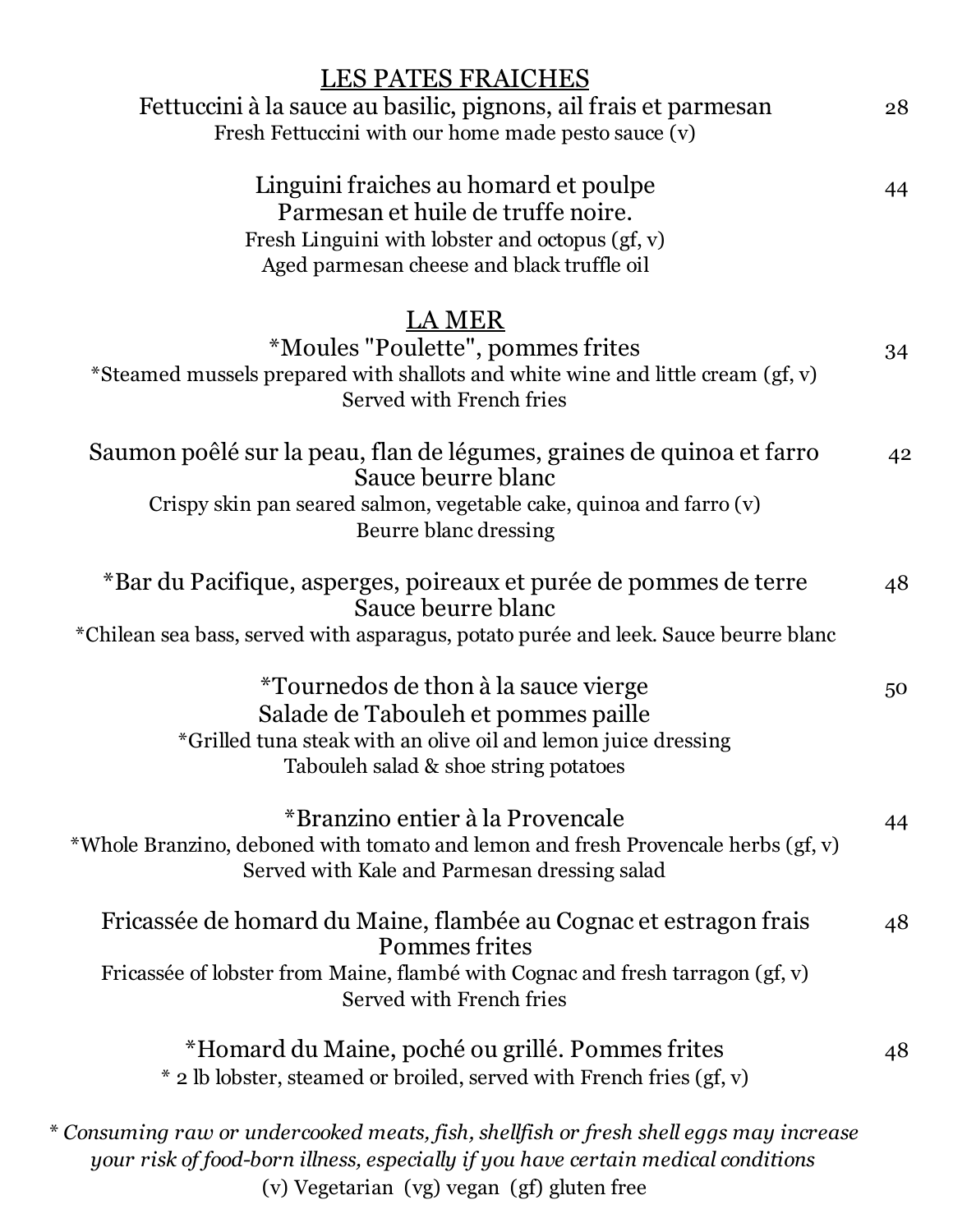## LES PATES FRAICHES

Fettuccini à la sauce au basilic, pignons, ail frais et parmesan — 28
Fresh Fettuccini with our home made pesto sauce (v)

Linguini fraiches au homard et poulpe — 44
Parmesan et huile de truffe noire.
Fresh Linguini with lobster and octopus (gf, v)
Aged parmesan cheese and black truffle oil

## LA MER

*Moules "Poulette", pommes frites — 34
*Steamed mussels prepared with shallots and white wine and little cream (gf, v)
Served with French fries

Saumon poêlé sur la peau, flan de légumes, graines de quinoa et farro — 42
Sauce beurre blanc
Crispy skin pan seared salmon, vegetable cake, quinoa and farro (v)
Beurre blanc dressing

*Bar du Pacifique, asperges, poireaux et purée de pommes de terre — 48
Sauce beurre blanc
*Chilean sea bass, served with asparagus, potato purée and leek. Sauce beurre blanc

*Tournedos de thon à la sauce vierge — 50
Salade de Tabouleh et pommes paille
*Grilled tuna steak with an olive oil and lemon juice dressing
Tabouleh salad & shoe string potatoes

*Branzino entier à la Provencale — 44
*Whole Branzino, deboned with tomato and lemon and fresh Provencale herbs (gf, v)
Served with Kale and Parmesan dressing salad

Fricassée de homard du Maine, flambée au Cognac et estragon frais — 48
Pommes frites
Fricassée of lobster from Maine, flambé with Cognac and fresh tarragon (gf, v)
Served with French fries

*Homard du Maine, poché ou grillé. Pommes frites — 48
* 2 lb lobster, steamed or broiled, served with French fries (gf, v)

*\* Consuming raw or undercooked meats, fish, shellfish or fresh shell eggs may increase your risk of food-born illness, especially if you have certain medical conditions*

(v) Vegetarian (vg) vegan (gf) gluten free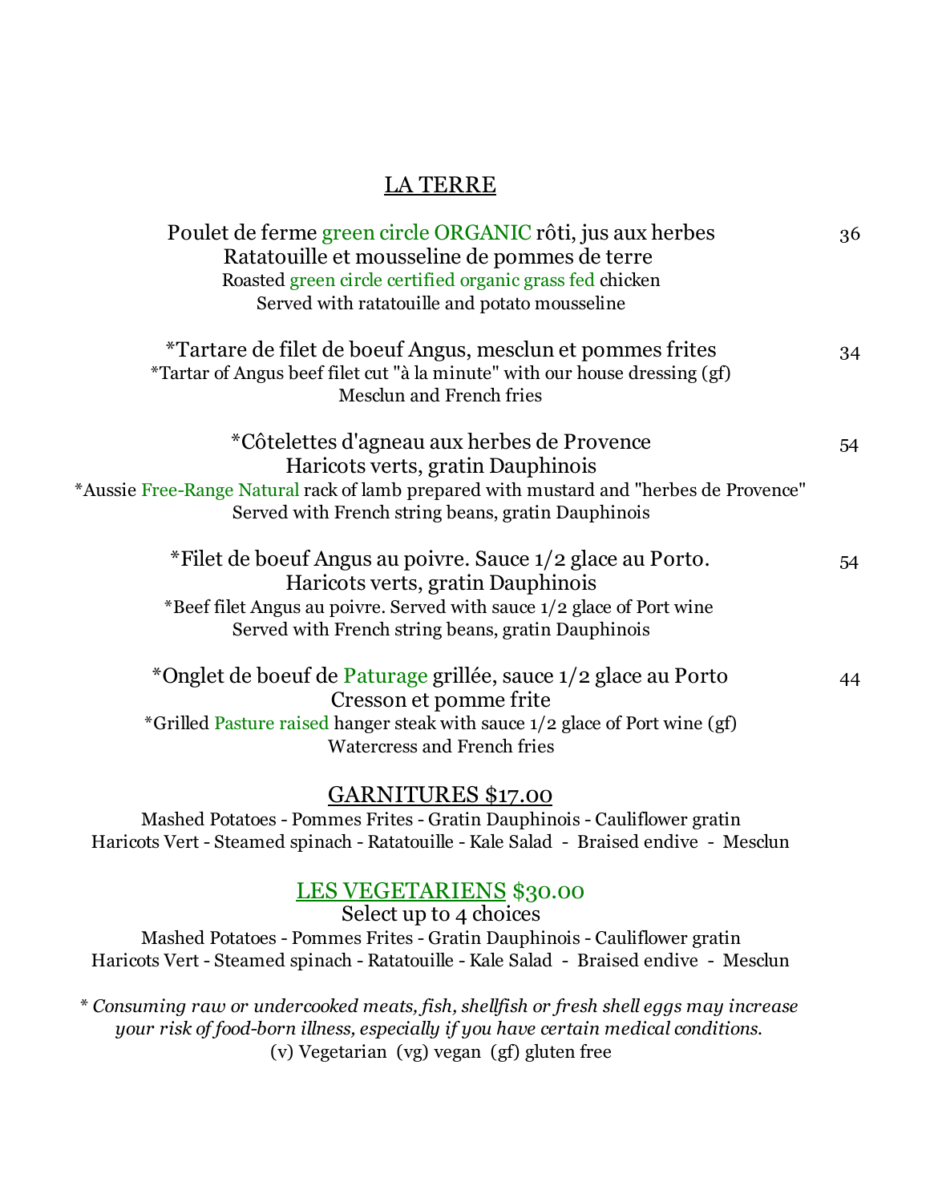## LA TERRE

Poulet de ferme green circle ORGANIC rôti, jus aux herbes — 36
Ratatouille et mousseline de pommes de terre
Roasted green circle certified organic grass fed chicken
Served with ratatouille and potato mousseline

*Tartare de filet de boeuf Angus, mesclun et pommes frites — 34
*Tartar of Angus beef filet cut "à la minute" with our house dressing (gf)
Mesclun and French fries

*Côtelettes d'agneau aux herbes de Provence — 54
Haricots verts, gratin Dauphinois
*Aussie Free-Range Natural rack of lamb prepared with mustard and "herbes de Provence"
Served with French string beans, gratin Dauphinois

*Filet de boeuf Angus au poivre. Sauce 1/2 glace au Porto. — 54
Haricots verts, gratin Dauphinois
*Beef filet Angus au poivre. Served with sauce 1/2 glace of Port wine
Served with French string beans, gratin Dauphinois

*Onglet de boeuf de Paturage grillée, sauce 1/2 glace au Porto — 44
Cresson et pomme frite
*Grilled Pasture raised hanger steak with sauce 1/2 glace of Port wine (gf)
Watercress and French fries

## GARNITURES $17.00

Mashed Potatoes - Pommes Frites - Gratin Dauphinois - Cauliflower gratin
Haricots Vert - Steamed spinach - Ratatouille - Kale Salad - Braised endive - Mesclun

## LES VEGETARIENS $30.00

Select up to 4 choices

Mashed Potatoes - Pommes Frites - Gratin Dauphinois - Cauliflower gratin
Haricots Vert - Steamed spinach - Ratatouille - Kale Salad - Braised endive - Mesclun

*\* Consuming raw or undercooked meats, fish, shellfish or fresh shell eggs may increase your risk of food-born illness, especially if you have certain medical conditions.*

(v) Vegetarian (vg) vegan (gf) gluten free